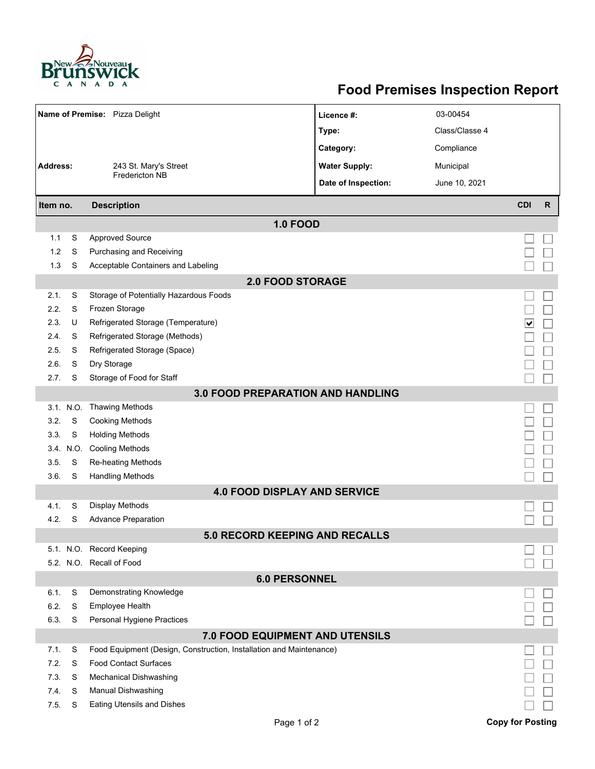New Brunswick / Nouveau-Brunswick CANADA

# Food Premises Inspection Report

| | | | |
|---|---|---|---|
| **Name of Premise:** | Pizza Delight | **Licence #:** | 03-00454 |
| | | **Type:** | Class/Classe 4 |
| | | **Category:** | Compliance |
| **Address:** | 243 St. Mary's Street Fredericton NB | **Water Supply:** | Municipal |
| | | **Date of Inspection:** | June 10, 2021 |

| Item no. | | Description | CDI | R |
|---|---|---|---|---|
| | | **1.0 FOOD** | | |
| 1.1 | S | Approved Source | ☐ | ☐ |
| 1.2 | S | Purchasing and Receiving | ☐ | ☐ |
| 1.3 | S | Acceptable Containers and Labeling | ☐ | ☐ |
| | | **2.0 FOOD STORAGE** | | |
| 2.1. | S | Storage of Potentially Hazardous Foods | ☐ | ☐ |
| 2.2. | S | Frozen Storage | ☐ | ☐ |
| 2.3. | U | Refrigerated Storage (Temperature) | ☑ | ☐ |
| 2.4. | S | Refrigerated Storage (Methods) | ☐ | ☐ |
| 2.5. | S | Refrigerated Storage (Space) | ☐ | ☐ |
| 2.6. | S | Dry Storage | ☐ | ☐ |
| 2.7. | S | Storage of Food for Staff | ☐ | ☐ |
| | | **3.0 FOOD PREPARATION AND HANDLING** | | |
| 3.1. | N.O. | Thawing Methods | ☐ | ☐ |
| 3.2. | S | Cooking Methods | ☐ | ☐ |
| 3.3. | S | Holding Methods | ☐ | ☐ |
| 3.4. | N.O. | Cooling Methods | ☐ | ☐ |
| 3.5. | S | Re-heating Methods | ☐ | ☐ |
| 3.6. | S | Handling Methods | ☐ | ☐ |
| | | **4.0 FOOD DISPLAY AND SERVICE** | | |
| 4.1. | S | Display Methods | ☐ | ☐ |
| 4.2. | S | Advance Preparation | ☐ | ☐ |
| | | **5.0 RECORD KEEPING AND RECALLS** | | |
| 5.1. | N.O. | Record Keeping | ☐ | ☐ |
| 5.2. | N.O. | Recall of Food | ☐ | ☐ |
| | | **6.0 PERSONNEL** | | |
| 6.1. | S | Demonstrating Knowledge | ☐ | ☐ |
| 6.2. | S | Employee Health | ☐ | ☐ |
| 6.3. | S | Personal Hygiene Practices | ☐ | ☐ |
| | | **7.0 FOOD EQUIPMENT AND UTENSILS** | | |
| 7.1. | S | Food Equipment (Design, Construction, Installation and Maintenance) | ☐ | ☐ |
| 7.2. | S | Food Contact Surfaces | ☐ | ☐ |
| 7.3. | S | Mechanical Dishwashing | ☐ | ☐ |
| 7.4. | S | Manual Dishwashing | ☐ | ☐ |
| 7.5. | S | Eating Utensils and Dishes | ☐ | ☐ |

**Copy for Posting**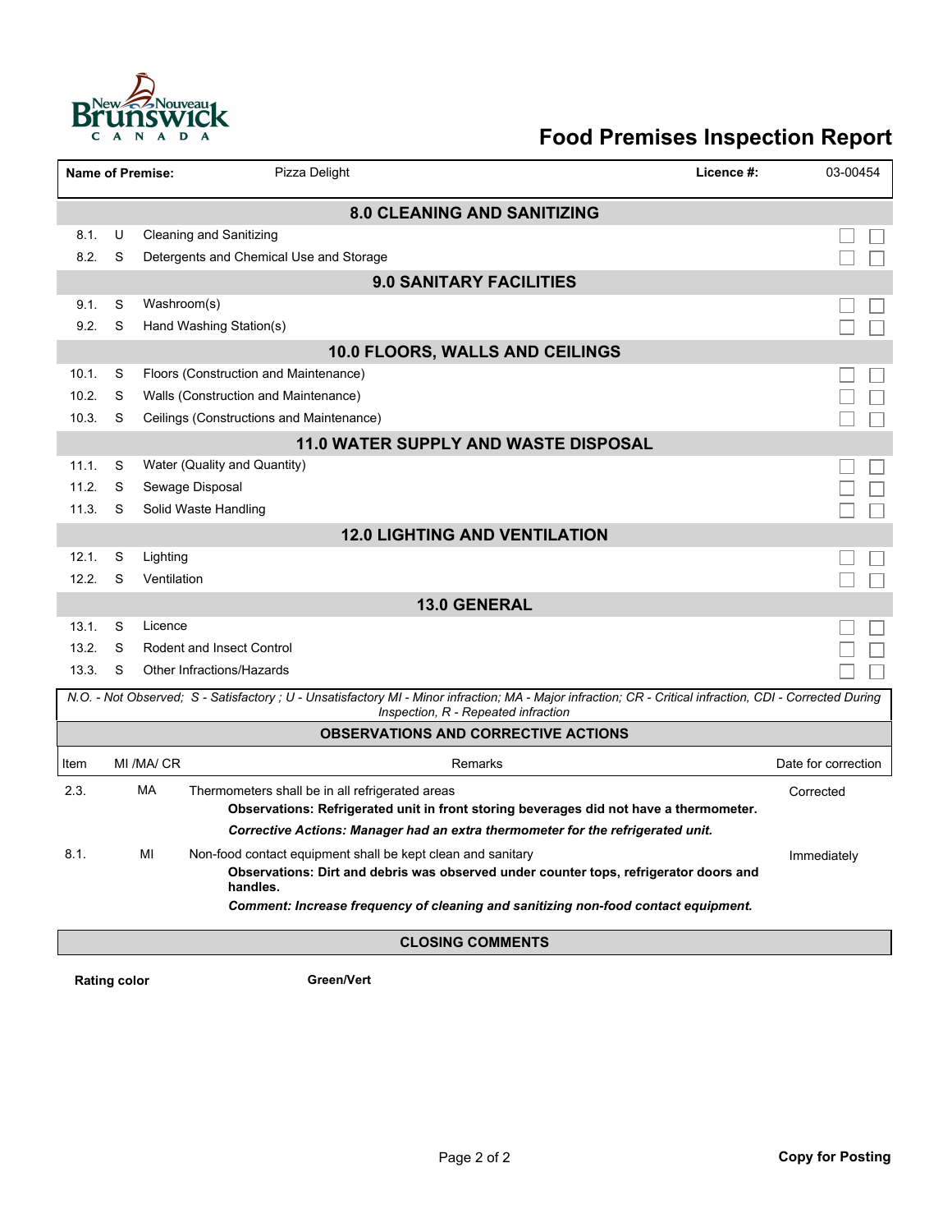# Food Premises Inspection Report

| Name of Premise: | Pizza Delight | Licence #: | 03-00454 |
|---|---|---|---|

## 8.0 CLEANING AND SANITIZING

| | | | | |
|---|---|---|---|---|
| 8.1. | U | Cleaning and Sanitizing | ☐ | ☐ |
| 8.2. | S | Detergents and Chemical Use and Storage | ☐ | ☐ |

## 9.0 SANITARY FACILITIES

| | | | | |
|---|---|---|---|---|
| 9.1. | S | Washroom(s) | ☐ | ☐ |
| 9.2. | S | Hand Washing Station(s) | ☐ | ☐ |

## 10.0 FLOORS, WALLS AND CEILINGS

| | | | | |
|---|---|---|---|---|
| 10.1. | S | Floors (Construction and Maintenance) | ☐ | ☐ |
| 10.2. | S | Walls (Construction and Maintenance) | ☐ | ☐ |
| 10.3. | S | Ceilings (Constructions and Maintenance) | ☐ | ☐ |

## 11.0 WATER SUPPLY AND WASTE DISPOSAL

| | | | | |
|---|---|---|---|---|
| 11.1. | S | Water (Quality and Quantity) | ☐ | ☐ |
| 11.2. | S | Sewage Disposal | ☐ | ☐ |
| 11.3. | S | Solid Waste Handling | ☐ | ☐ |

## 12.0 LIGHTING AND VENTILATION

| | | | | |
|---|---|---|---|---|
| 12.1. | S | Lighting | ☐ | ☐ |
| 12.2. | S | Ventilation | ☐ | ☐ |

## 13.0 GENERAL

| | | | | |
|---|---|---|---|---|
| 13.1. | S | Licence | ☐ | ☐ |
| 13.2. | S | Rodent and Insect Control | ☐ | ☐ |
| 13.3. | S | Other Infractions/Hazards | ☐ | ☐ |

*N.O. - Not Observed; S - Satisfactory ; U - Unsatisfactory MI - Minor infraction; MA - Major infraction; CR - Critical infraction, CDI - Corrected During Inspection, R - Repeated infraction*

## OBSERVATIONS AND CORRECTIVE ACTIONS

| Item | MI /MA/ CR | Remarks | Date for correction |
|---|---|---|---|
| 2.3. | MA | Thermometers shall be in all refrigerated areas<br>**Observations: Refrigerated unit in front storing beverages did not have a thermometer.**<br>***Corrective Actions: Manager had an extra thermometer for the refrigerated unit.*** | Corrected |
| 8.1. | MI | Non-food contact equipment shall be kept clean and sanitary<br>**Observations: Dirt and debris was observed under counter tops, refrigerator doors and handles.**<br>***Comment: Increase frequency of cleaning and sanitizing non-food contact equipment.*** | Immediately |

## CLOSING COMMENTS

**Rating color** **Green/Vert**

**Copy for Posting**